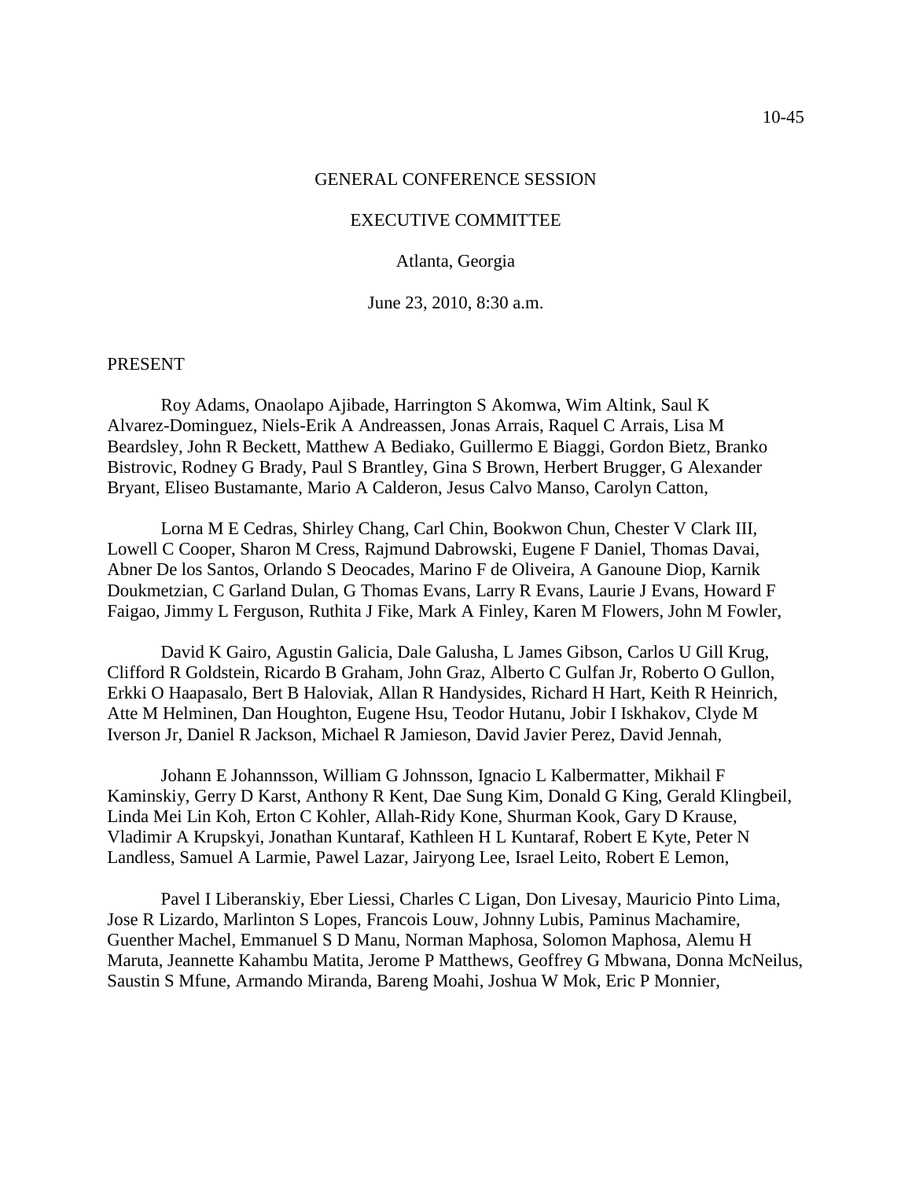GENERAL CONFERENCE SESSION

EXECUTIVE COMMITTEE

Atlanta, Georgia

June 23, 2010, 8:30 a.m.

PRESENT

Roy Adams, Onaolapo Ajibade, Harrington S Akomwa, Wim Altink, Saul K Alvarez-Dominguez, Niels-Erik A Andreassen, Jonas Arrais, Raquel C Arrais, Lisa M Beardsley, John R Beckett, Matthew A Bediako, Guillermo E Biaggi, Gordon Bietz, Branko Bistrovic, Rodney G Brady, Paul S Brantley, Gina S Brown, Herbert Brugger, G Alexander Bryant, Eliseo Bustamante, Mario A Calderon, Jesus Calvo Manso, Carolyn Catton,

Lorna M E Cedras, Shirley Chang, Carl Chin, Bookwon Chun, Chester V Clark III, Lowell C Cooper, Sharon M Cress, Rajmund Dabrowski, Eugene F Daniel, Thomas Davai, Abner De los Santos, Orlando S Deocades, Marino F de Oliveira, A Ganoune Diop, Karnik Doukmetzian, C Garland Dulan, G Thomas Evans, Larry R Evans, Laurie J Evans, Howard F Faigao, Jimmy L Ferguson, Ruthita J Fike, Mark A Finley, Karen M Flowers, John M Fowler,

David K Gairo, Agustin Galicia, Dale Galusha, L James Gibson, Carlos U Gill Krug, Clifford R Goldstein, Ricardo B Graham, John Graz, Alberto C Gulfan Jr, Roberto O Gullon, Erkki O Haapasalo, Bert B Haloviak, Allan R Handysides, Richard H Hart, Keith R Heinrich, Atte M Helminen, Dan Houghton, Eugene Hsu, Teodor Hutanu, Jobir I Iskhakov, Clyde M Iverson Jr, Daniel R Jackson, Michael R Jamieson, David Javier Perez, David Jennah,

Johann E Johannsson, William G Johnsson, Ignacio L Kalbermatter, Mikhail F Kaminskiy, Gerry D Karst, Anthony R Kent, Dae Sung Kim, Donald G King, Gerald Klingbeil, Linda Mei Lin Koh, Erton C Kohler, Allah-Ridy Kone, Shurman Kook, Gary D Krause, Vladimir A Krupskyi, Jonathan Kuntaraf, Kathleen H L Kuntaraf, Robert E Kyte, Peter N Landless, Samuel A Larmie, Pawel Lazar, Jairyong Lee, Israel Leito, Robert E Lemon,

Pavel I Liberanskiy, Eber Liessi, Charles C Ligan, Don Livesay, Mauricio Pinto Lima, Jose R Lizardo, Marlinton S Lopes, Francois Louw, Johnny Lubis, Paminus Machamire, Guenther Machel, Emmanuel S D Manu, Norman Maphosa, Solomon Maphosa, Alemu H Maruta, Jeannette Kahambu Matita, Jerome P Matthews, Geoffrey G Mbwana, Donna McNeilus, Saustin S Mfune, Armando Miranda, Bareng Moahi, Joshua W Mok, Eric P Monnier,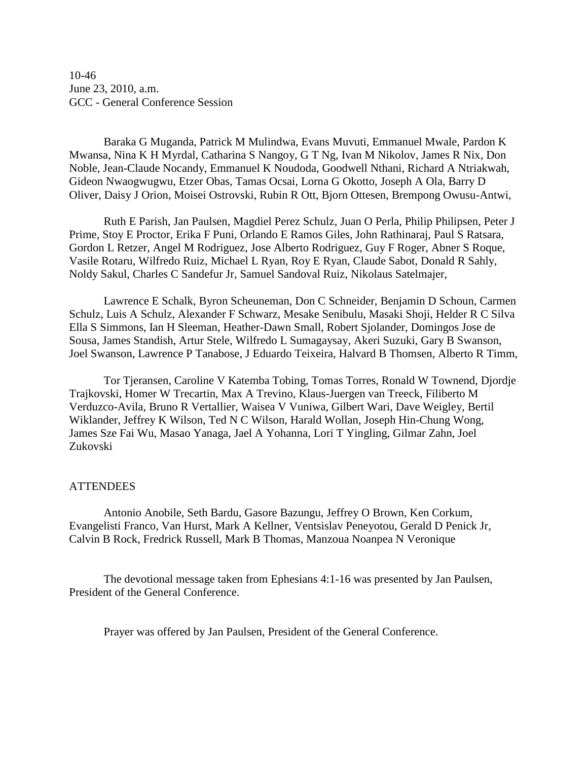10-46
June 23, 2010, a.m.
GCC - General Conference Session

Baraka G Muganda, Patrick M Mulindwa, Evans Muvuti, Emmanuel Mwale, Pardon K Mwansa, Nina K H Myrdal, Catharina S Nangoy, G T Ng, Ivan M Nikolov, James R Nix, Don Noble, Jean-Claude Nocandy, Emmanuel K Noudoda, Goodwell Nthani, Richard A Ntriakwah, Gideon Nwaogwugwu, Etzer Obas, Tamas Ocsai, Lorna G Okotto, Joseph A Ola, Barry D Oliver, Daisy J Orion, Moisei Ostrovski, Rubin R Ott, Bjorn Ottesen, Brempong Owusu-Antwi,

Ruth E Parish, Jan Paulsen, Magdiel Perez Schulz, Juan O Perla, Philip Philipsen, Peter J Prime, Stoy E Proctor, Erika F Puni, Orlando E Ramos Giles, John Rathinaraj, Paul S Ratsara, Gordon L Retzer, Angel M Rodriguez, Jose Alberto Rodriguez, Guy F Roger, Abner S Roque, Vasile Rotaru, Wilfredo Ruiz, Michael L Ryan, Roy E Ryan, Claude Sabot, Donald R Sahly, Noldy Sakul, Charles C Sandefur Jr, Samuel Sandoval Ruiz, Nikolaus Satelmajer,

Lawrence E Schalk, Byron Scheuneman, Don C Schneider, Benjamin D Schoun, Carmen Schulz, Luis A Schulz, Alexander F Schwarz, Mesake Senibulu, Masaki Shoji, Helder R C Silva Ella S Simmons, Ian H Sleeman, Heather-Dawn Small, Robert Sjolander, Domingos Jose de Sousa, James Standish, Artur Stele, Wilfredo L Sumagaysay, Akeri Suzuki, Gary B Swanson, Joel Swanson, Lawrence P Tanabose, J Eduardo Teixeira, Halvard B Thomsen, Alberto R Timm,

Tor Tjeransen, Caroline V Katemba Tobing, Tomas Torres, Ronald W Townend, Djordje Trajkovski, Homer W Trecartin, Max A Trevino, Klaus-Juergen van Treeck, Filiberto M Verduzco-Avila, Bruno R Vertallier, Waisea V Vuniwa, Gilbert Wari, Dave Weigley, Bertil Wiklander, Jeffrey K Wilson, Ted N C Wilson, Harald Wollan, Joseph Hin-Chung Wong, James Sze Fai Wu, Masao Yanaga, Jael A Yohanna, Lori T Yingling, Gilmar Zahn, Joel Zukovski

ATTENDEES

Antonio Anobile, Seth Bardu, Gasore Bazungu, Jeffrey O Brown, Ken Corkum, Evangelisti Franco, Van Hurst, Mark A Kellner, Ventsislav Peneyotou, Gerald D Penick Jr, Calvin B Rock, Fredrick Russell, Mark B Thomas, Manzoua Noanpea N Veronique

The devotional message taken from Ephesians 4:1-16 was presented by Jan Paulsen, President of the General Conference.

Prayer was offered by Jan Paulsen, President of the General Conference.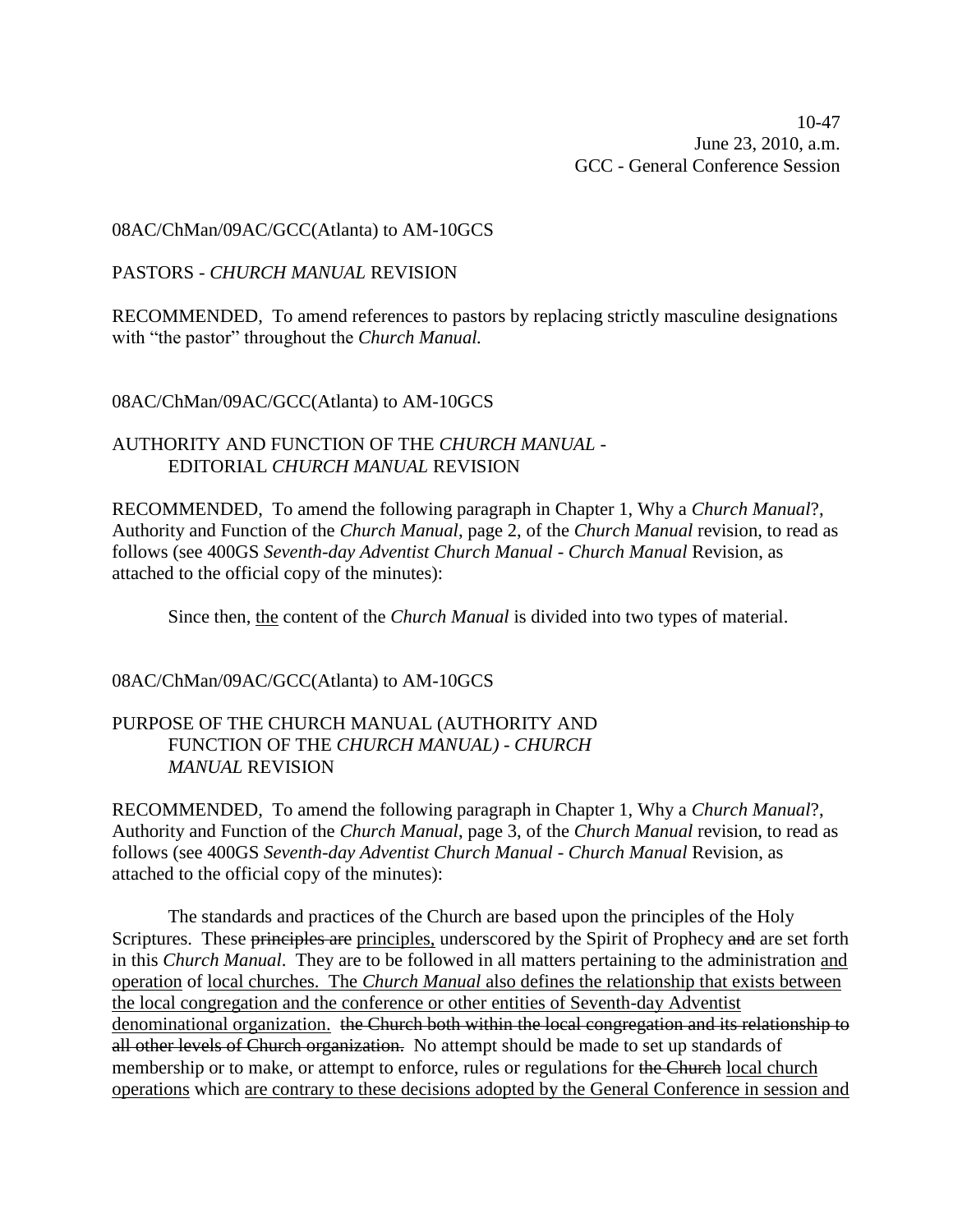10-47
June 23, 2010, a.m.
GCC - General Conference Session

08AC/ChMan/09AC/GCC(Atlanta) to AM-10GCS

PASTORS - *CHURCH MANUAL* REVISION

RECOMMENDED, To amend references to pastors by replacing strictly masculine designations with "the pastor" throughout the *Church Manual.*

08AC/ChMan/09AC/GCC(Atlanta) to AM-10GCS

AUTHORITY AND FUNCTION OF THE *CHURCH MANUAL* - EDITORIAL *CHURCH MANUAL* REVISION

RECOMMENDED, To amend the following paragraph in Chapter 1, Why a *Church Manual*?, Authority and Function of the *Church Manual*, page 2, of the *Church Manual* revision, to read as follows (see 400GS *Seventh-day Adventist Church Manual - Church Manual* Revision, as attached to the official copy of the minutes):

> Since then, <u>the</u> content of the *Church Manual* is divided into two types of material.

08AC/ChMan/09AC/GCC(Atlanta) to AM-10GCS

PURPOSE OF THE CHURCH MANUAL (AUTHORITY AND FUNCTION OF THE *CHURCH MANUAL)* - *CHURCH MANUAL* REVISION

RECOMMENDED, To amend the following paragraph in Chapter 1, Why a *Church Manual*?, Authority and Function of the *Church Manual*, page 3, of the *Church Manual* revision, to read as follows (see 400GS *Seventh-day Adventist Church Manual - Church Manual* Revision, as attached to the official copy of the minutes):

> The standards and practices of the Church are based upon the principles of the Holy Scriptures. These ~~principles are~~ <u>principles,</u> underscored by the Spirit of Prophecy ~~and~~ are set forth in this *Church Manual*. They are to be followed in all matters pertaining to the administration <u>and operation</u> of <u>local churches. The *Church Manual* also defines the relationship that exists between the local congregation and the conference or other entities of Seventh-day Adventist denominational organization.</u> ~~the Church both within the local congregation and its relationship to all other levels of Church organization.~~ No attempt should be made to set up standards of membership or to make, or attempt to enforce, rules or regulations for ~~the Church~~ <u>local church operations</u> which <u>are contrary to these decisions adopted by the General Conference in session and</u>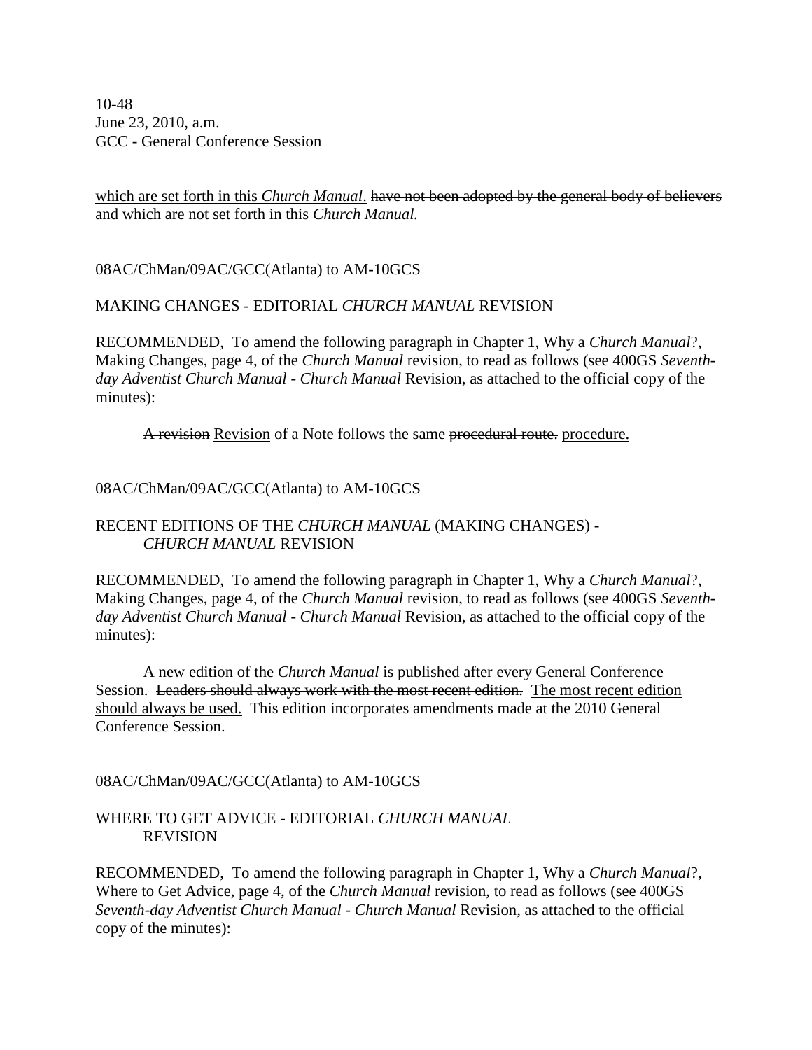<u>which are set forth in this *Church Manual*.</u> ~~have not been adopted by the general body of believers and which are not set forth in this *Church Manual*.~~

08AC/ChMan/09AC/GCC(Atlanta) to AM-10GCS

MAKING CHANGES - EDITORIAL *CHURCH MANUAL* REVISION

RECOMMENDED, To amend the following paragraph in Chapter 1, Why a *Church Manual*?, Making Changes, page 4, of the *Church Manual* revision, to read as follows (see 400GS *Seventh-day Adventist Church Manual - Church Manual* Revision, as attached to the official copy of the minutes):

> ~~A revision~~ <u>Revision</u> of a Note follows the same ~~procedural route.~~ <u>procedure.</u>

08AC/ChMan/09AC/GCC(Atlanta) to AM-10GCS

RECENT EDITIONS OF THE *CHURCH MANUAL* (MAKING CHANGES) - *CHURCH MANUAL* REVISION

RECOMMENDED, To amend the following paragraph in Chapter 1, Why a *Church Manual*?, Making Changes, page 4, of the *Church Manual* revision, to read as follows (see 400GS *Seventh-day Adventist Church Manual - Church Manual* Revision, as attached to the official copy of the minutes):

> A new edition of the *Church Manual* is published after every General Conference Session. ~~Leaders should always work with the most recent edition.~~ <u>The most recent edition should always be used.</u> This edition incorporates amendments made at the 2010 General Conference Session.

08AC/ChMan/09AC/GCC(Atlanta) to AM-10GCS

WHERE TO GET ADVICE - EDITORIAL *CHURCH MANUAL* REVISION

RECOMMENDED, To amend the following paragraph in Chapter 1, Why a *Church Manual*?, Where to Get Advice, page 4, of the *Church Manual* revision, to read as follows (see 400GS *Seventh-day Adventist Church Manual - Church Manual* Revision, as attached to the official copy of the minutes):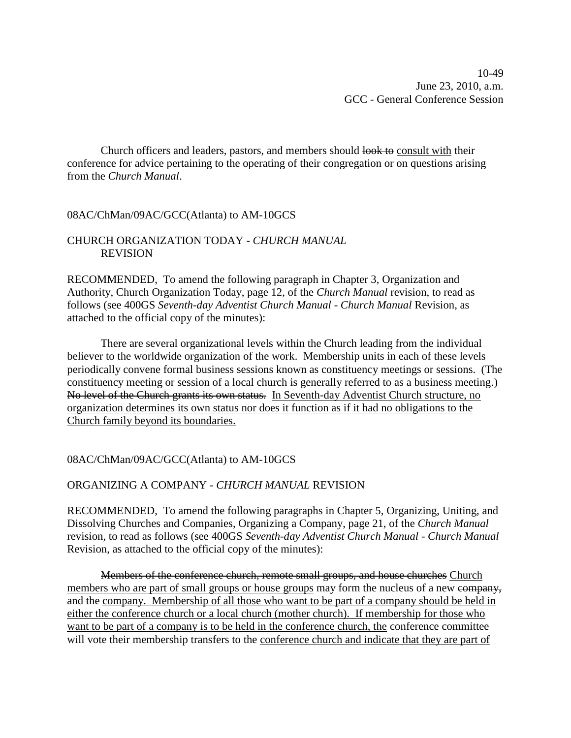Church officers and leaders, pastors, and members should ~~look to~~ <u>consult with</u> their conference for advice pertaining to the operating of their congregation or on questions arising from the *Church Manual*.

08AC/ChMan/09AC/GCC(Atlanta) to AM-10GCS

## CHURCH ORGANIZATION TODAY - *CHURCH MANUAL* REVISION

RECOMMENDED, To amend the following paragraph in Chapter 3, Organization and Authority, Church Organization Today, page 12, of the *Church Manual* revision, to read as follows (see 400GS *Seventh-day Adventist Church Manual - Church Manual* Revision, as attached to the official copy of the minutes):

There are several organizational levels within the Church leading from the individual believer to the worldwide organization of the work. Membership units in each of these levels periodically convene formal business sessions known as constituency meetings or sessions. (The constituency meeting or session of a local church is generally referred to as a business meeting.) ~~No level of the Church grants its own status.~~ <u>In Seventh-day Adventist Church structure, no organization determines its own status nor does it function as if it had no obligations to the Church family beyond its boundaries.</u>

08AC/ChMan/09AC/GCC(Atlanta) to AM-10GCS

## ORGANIZING A COMPANY - *CHURCH MANUAL* REVISION

RECOMMENDED, To amend the following paragraphs in Chapter 5, Organizing, Uniting, and Dissolving Churches and Companies, Organizing a Company, page 21, of the *Church Manual* revision, to read as follows (see 400GS *Seventh-day Adventist Church Manual - Church Manual* Revision, as attached to the official copy of the minutes):

~~Members of the conference church, remote small groups, and house churches~~ <u>Church members who are part of small groups or house groups</u> may form the nucleus of a new ~~company, and the~~ <u>company. Membership of all those who want to be part of a company should be held in either the conference church or a local church (mother church). If membership for those who want to be part of a company is to be held in the conference church, the</u> conference committee will vote their membership transfers to the <u>conference church and indicate that they are part of</u>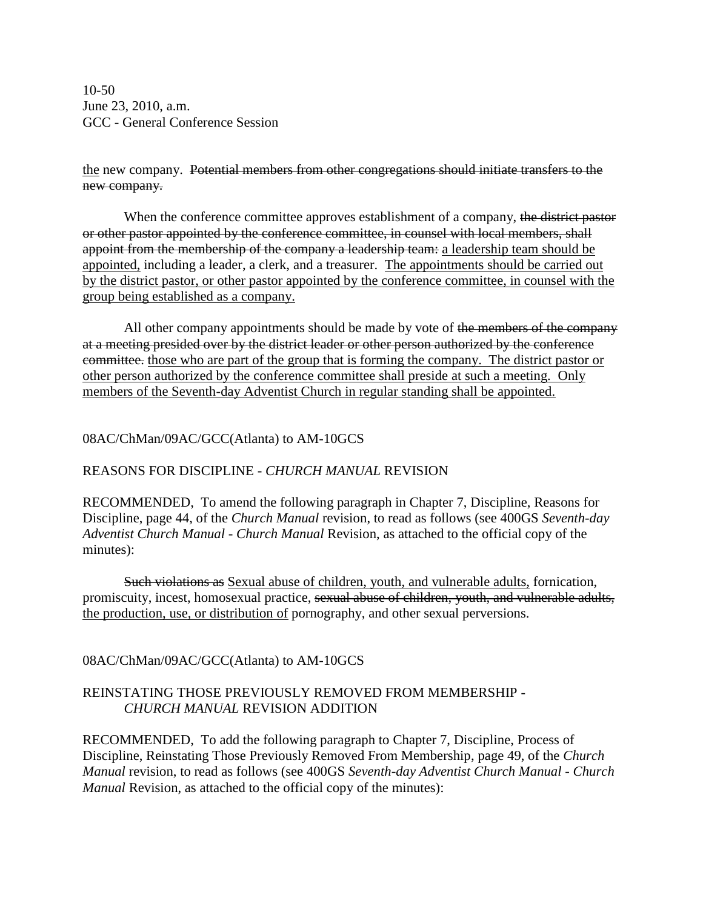<u>the</u> new company. ~~Potential members from other congregations should initiate transfers to the new company.~~

When the conference committee approves establishment of a company, ~~the district pastor or other pastor appointed by the conference committee, in counsel with local members, shall appoint from the membership of the company a leadership team:~~ <u>a leadership team should be appointed,</u> including a leader, a clerk, and a treasurer. <u>The appointments should be carried out by the district pastor, or other pastor appointed by the conference committee, in counsel with the group being established as a company.</u>

All other company appointments should be made by vote of ~~the members of the company at a meeting presided over by the district leader or other person authorized by the conference committee.~~ <u>those who are part of the group that is forming the company. The district pastor or other person authorized by the conference committee shall preside at such a meeting. Only members of the Seventh-day Adventist Church in regular standing shall be appointed.</u>

08AC/ChMan/09AC/GCC(Atlanta) to AM-10GCS

REASONS FOR DISCIPLINE - *CHURCH MANUAL* REVISION

RECOMMENDED, To amend the following paragraph in Chapter 7, Discipline, Reasons for Discipline, page 44, of the *Church Manual* revision, to read as follows (see 400GS *Seventh-day Adventist Church Manual - Church Manual* Revision, as attached to the official copy of the minutes):

~~Such violations as~~ <u>Sexual abuse of children, youth, and vulnerable adults,</u> fornication, promiscuity, incest, homosexual practice, ~~sexual abuse of children, youth, and vulnerable adults,~~ <u>the production, use, or distribution of</u> pornography, and other sexual perversions.

08AC/ChMan/09AC/GCC(Atlanta) to AM-10GCS

REINSTATING THOSE PREVIOUSLY REMOVED FROM MEMBERSHIP - *CHURCH MANUAL* REVISION ADDITION

RECOMMENDED, To add the following paragraph to Chapter 7, Discipline, Process of Discipline, Reinstating Those Previously Removed From Membership, page 49, of the *Church Manual* revision, to read as follows (see 400GS *Seventh-day Adventist Church Manual - Church Manual* Revision, as attached to the official copy of the minutes):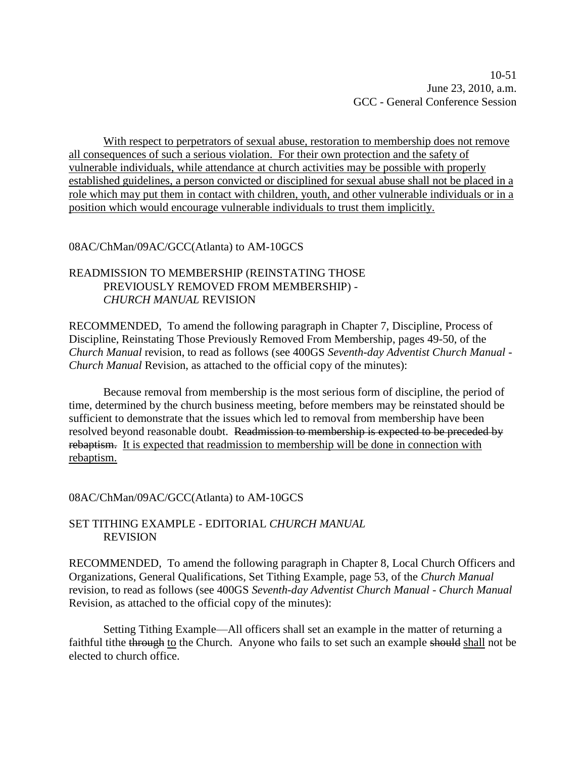<u>With respect to perpetrators of sexual abuse, restoration to membership does not remove all consequences of such a serious violation. For their own protection and the safety of vulnerable individuals, while attendance at church activities may be possible with properly established guidelines, a person convicted or disciplined for sexual abuse shall not be placed in a role which may put them in contact with children, youth, and other vulnerable individuals or in a position which would encourage vulnerable individuals to trust them implicitly.</u>

08AC/ChMan/09AC/GCC(Atlanta) to AM-10GCS

## READMISSION TO MEMBERSHIP (REINSTATING THOSE PREVIOUSLY REMOVED FROM MEMBERSHIP) - *CHURCH MANUAL* REVISION

RECOMMENDED, To amend the following paragraph in Chapter 7, Discipline, Process of Discipline, Reinstating Those Previously Removed From Membership, pages 49-50, of the *Church Manual* revision, to read as follows (see 400GS *Seventh-day Adventist Church Manual - Church Manual* Revision, as attached to the official copy of the minutes):

Because removal from membership is the most serious form of discipline, the period of time, determined by the church business meeting, before members may be reinstated should be sufficient to demonstrate that the issues which led to removal from membership have been resolved beyond reasonable doubt. ~~Readmission to membership is expected to be preceded by rebaptism.~~ <u>It is expected that readmission to membership will be done in connection with rebaptism.</u>

08AC/ChMan/09AC/GCC(Atlanta) to AM-10GCS

## SET TITHING EXAMPLE - EDITORIAL *CHURCH MANUAL* REVISION

RECOMMENDED, To amend the following paragraph in Chapter 8, Local Church Officers and Organizations, General Qualifications, Set Tithing Example, page 53, of the *Church Manual* revision, to read as follows (see 400GS *Seventh-day Adventist Church Manual - Church Manual* Revision, as attached to the official copy of the minutes):

Setting Tithing Example—All officers shall set an example in the matter of returning a faithful tithe ~~through~~ <u>to</u> the Church. Anyone who fails to set such an example ~~should~~ <u>shall</u> not be elected to church office.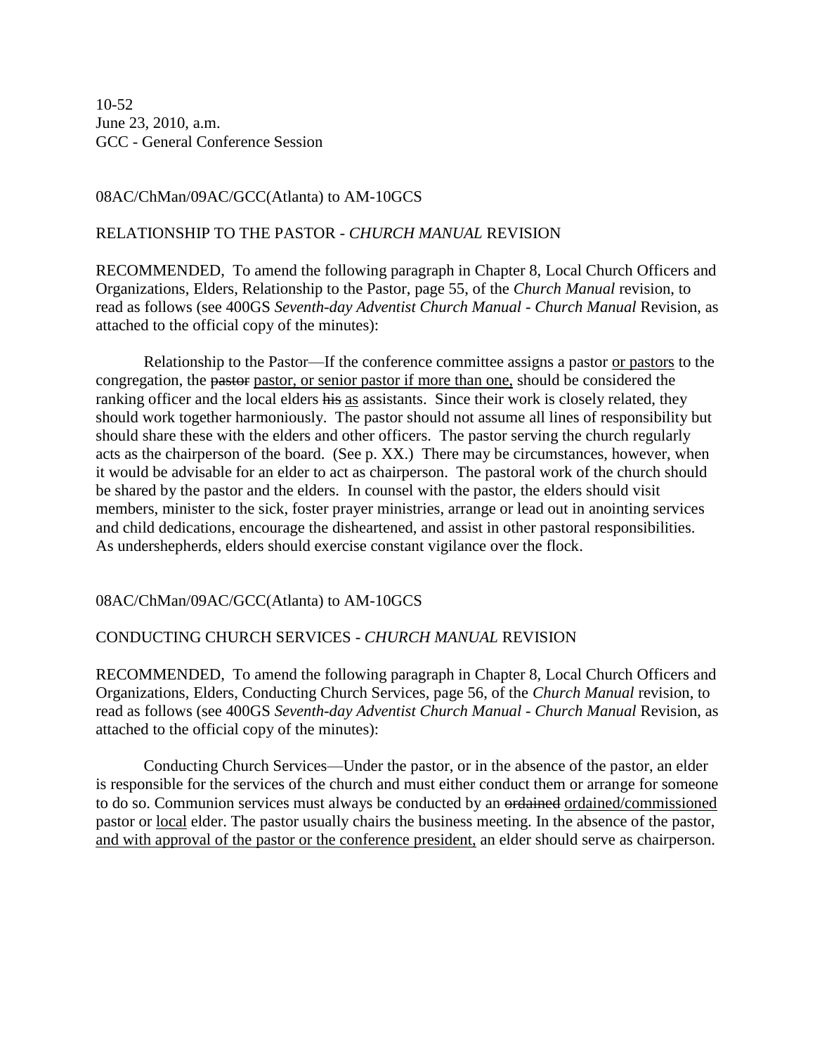08AC/ChMan/09AC/GCC(Atlanta) to AM-10GCS

RELATIONSHIP TO THE PASTOR - *CHURCH MANUAL* REVISION

RECOMMENDED, To amend the following paragraph in Chapter 8, Local Church Officers and Organizations, Elders, Relationship to the Pastor, page 55, of the *Church Manual* revision, to read as follows (see 400GS *Seventh-day Adventist Church Manual - Church Manual* Revision, as attached to the official copy of the minutes):

Relationship to the Pastor—If the conference committee assigns a pastor <u>or pastors</u> to the congregation, the ~~pastor~~ <u>pastor, or senior pastor if more than one,</u> should be considered the ranking officer and the local elders ~~his~~ <u>as</u> assistants. Since their work is closely related, they should work together harmoniously. The pastor should not assume all lines of responsibility but should share these with the elders and other officers. The pastor serving the church regularly acts as the chairperson of the board. (See p. XX.) There may be circumstances, however, when it would be advisable for an elder to act as chairperson. The pastoral work of the church should be shared by the pastor and the elders. In counsel with the pastor, the elders should visit members, minister to the sick, foster prayer ministries, arrange or lead out in anointing services and child dedications, encourage the disheartened, and assist in other pastoral responsibilities. As undershepherds, elders should exercise constant vigilance over the flock.

08AC/ChMan/09AC/GCC(Atlanta) to AM-10GCS

CONDUCTING CHURCH SERVICES - *CHURCH MANUAL* REVISION

RECOMMENDED, To amend the following paragraph in Chapter 8, Local Church Officers and Organizations, Elders, Conducting Church Services, page 56, of the *Church Manual* revision, to read as follows (see 400GS *Seventh-day Adventist Church Manual - Church Manual* Revision, as attached to the official copy of the minutes):

Conducting Church Services—Under the pastor, or in the absence of the pastor, an elder is responsible for the services of the church and must either conduct them or arrange for someone to do so. Communion services must always be conducted by an ~~ordained~~ <u>ordained/commissioned</u> pastor or <u>local</u> elder. The pastor usually chairs the business meeting. In the absence of the pastor, <u>and with approval of the pastor or the conference president,</u> an elder should serve as chairperson.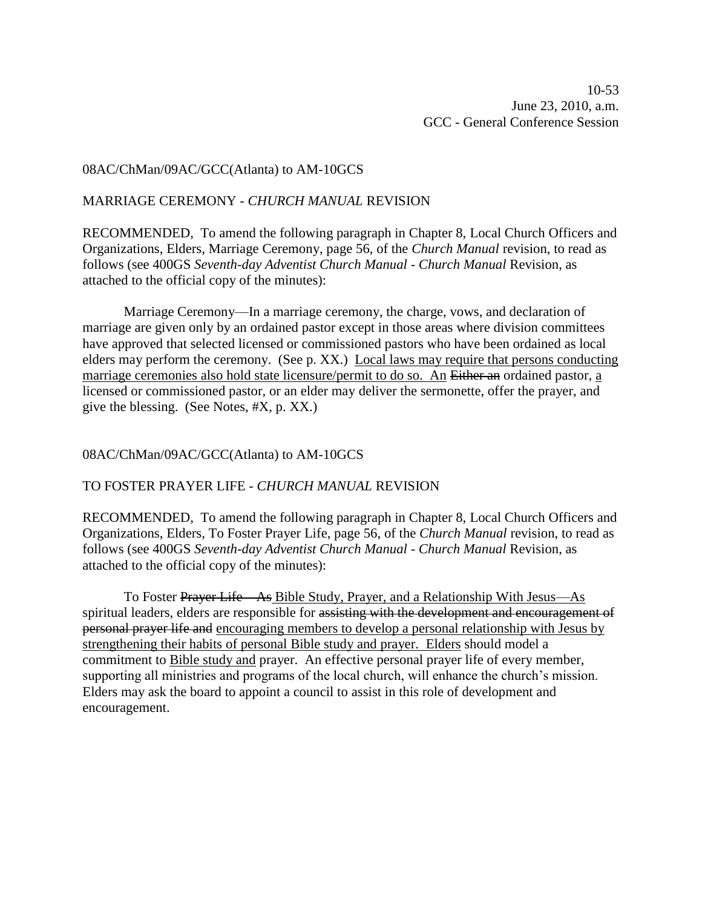10-53
June 23, 2010, a.m.
GCC - General Conference Session

08AC/ChMan/09AC/GCC(Atlanta) to AM-10GCS

MARRIAGE CEREMONY - *CHURCH MANUAL* REVISION

RECOMMENDED, To amend the following paragraph in Chapter 8, Local Church Officers and Organizations, Elders, Marriage Ceremony, page 56, of the *Church Manual* revision, to read as follows (see 400GS *Seventh-day Adventist Church Manual - Church Manual* Revision, as attached to the official copy of the minutes):

Marriage Ceremony—In a marriage ceremony, the charge, vows, and declaration of marriage are given only by an ordained pastor except in those areas where division committees have approved that selected licensed or commissioned pastors who have been ordained as local elders may perform the ceremony. (See p. XX.) <u>Local laws may require that persons conducting marriage ceremonies also hold state licensure/permit to do so. An</u> ~~Either an~~ ordained pastor, <u>a</u> licensed or commissioned pastor, or an elder may deliver the sermonette, offer the prayer, and give the blessing. (See Notes, #X, p. XX.)

08AC/ChMan/09AC/GCC(Atlanta) to AM-10GCS

TO FOSTER PRAYER LIFE - *CHURCH MANUAL* REVISION

RECOMMENDED, To amend the following paragraph in Chapter 8, Local Church Officers and Organizations, Elders, To Foster Prayer Life, page 56, of the *Church Manual* revision, to read as follows (see 400GS *Seventh-day Adventist Church Manual - Church Manual* Revision, as attached to the official copy of the minutes):

To Foster ~~Prayer Life—As~~ <u>Bible Study, Prayer, and a Relationship With Jesus—As</u> spiritual leaders, elders are responsible for ~~assisting with the development and encouragement of personal prayer life and~~ <u>encouraging members to develop a personal relationship with Jesus by strengthening their habits of personal Bible study and prayer. Elders</u> should model a commitment to <u>Bible study and</u> prayer. An effective personal prayer life of every member, supporting all ministries and programs of the local church, will enhance the church's mission. Elders may ask the board to appoint a council to assist in this role of development and encouragement.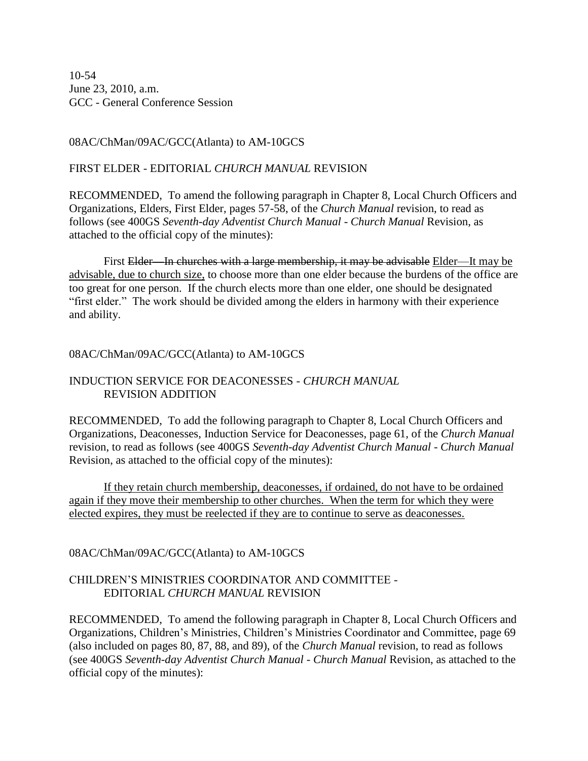08AC/ChMan/09AC/GCC(Atlanta) to AM-10GCS

FIRST ELDER - EDITORIAL *CHURCH MANUAL* REVISION

RECOMMENDED, To amend the following paragraph in Chapter 8, Local Church Officers and Organizations, Elders, First Elder, pages 57-58, of the *Church Manual* revision, to read as follows (see 400GS *Seventh-day Adventist Church Manual* - *Church Manual* Revision, as attached to the official copy of the minutes):

First ~~Elder—In churches with a large membership, it may be advisable~~ <u>Elder—It may be advisable, due to church size,</u> to choose more than one elder because the burdens of the office are too great for one person. If the church elects more than one elder, one should be designated "first elder." The work should be divided among the elders in harmony with their experience and ability.

08AC/ChMan/09AC/GCC(Atlanta) to AM-10GCS

INDUCTION SERVICE FOR DEACONESSES - *CHURCH MANUAL* REVISION ADDITION

RECOMMENDED, To add the following paragraph to Chapter 8, Local Church Officers and Organizations, Deaconesses, Induction Service for Deaconesses, page 61, of the *Church Manual* revision, to read as follows (see 400GS *Seventh-day Adventist Church Manual* - *Church Manual* Revision, as attached to the official copy of the minutes):

<u>If they retain church membership, deaconesses, if ordained, do not have to be ordained again if they move their membership to other churches. When the term for which they were elected expires, they must be reelected if they are to continue to serve as deaconesses.</u>

08AC/ChMan/09AC/GCC(Atlanta) to AM-10GCS

CHILDREN'S MINISTRIES COORDINATOR AND COMMITTEE - EDITORIAL *CHURCH MANUAL* REVISION

RECOMMENDED, To amend the following paragraph in Chapter 8, Local Church Officers and Organizations, Children's Ministries, Children's Ministries Coordinator and Committee, page 69 (also included on pages 80, 87, 88, and 89), of the *Church Manual* revision, to read as follows (see 400GS *Seventh-day Adventist Church Manual* - *Church Manual* Revision, as attached to the official copy of the minutes):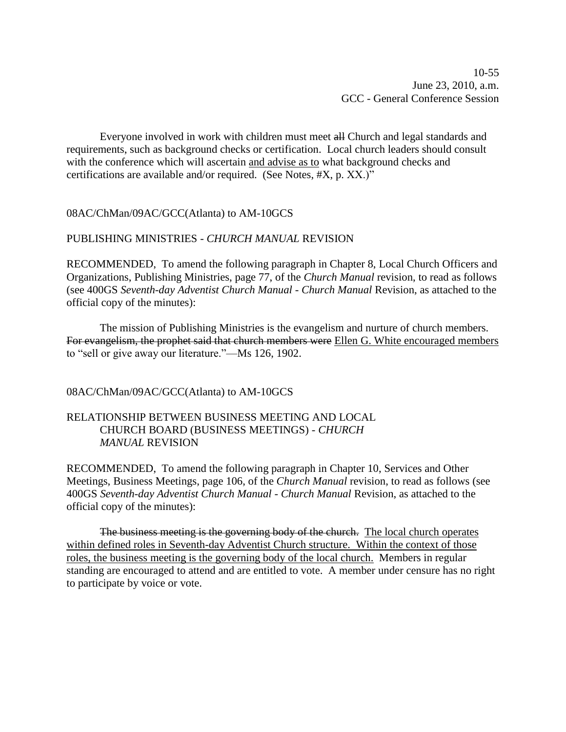Everyone involved in work with children must meet ~~all~~ Church and legal standards and requirements, such as background checks or certification. Local church leaders should consult with the conference which will ascertain <u>and advise as to</u> what background checks and certifications are available and/or required. (See Notes, #X, p. XX.)"

08AC/ChMan/09AC/GCC(Atlanta) to AM-10GCS

PUBLISHING MINISTRIES - *CHURCH MANUAL* REVISION

RECOMMENDED, To amend the following paragraph in Chapter 8, Local Church Officers and Organizations, Publishing Ministries, page 77, of the *Church Manual* revision, to read as follows (see 400GS *Seventh-day Adventist Church Manual* - *Church Manual* Revision, as attached to the official copy of the minutes):

The mission of Publishing Ministries is the evangelism and nurture of church members. ~~For evangelism, the prophet said that church members were~~ <u>Ellen G. White encouraged members</u> to "sell or give away our literature."—Ms 126, 1902.

08AC/ChMan/09AC/GCC(Atlanta) to AM-10GCS

RELATIONSHIP BETWEEN BUSINESS MEETING AND LOCAL CHURCH BOARD (BUSINESS MEETINGS) - *CHURCH MANUAL* REVISION

RECOMMENDED, To amend the following paragraph in Chapter 10, Services and Other Meetings, Business Meetings, page 106, of the *Church Manual* revision, to read as follows (see 400GS *Seventh-day Adventist Church Manual* - *Church Manual* Revision, as attached to the official copy of the minutes):

~~The business meeting is the governing body of the church.~~ <u>The local church operates within defined roles in Seventh-day Adventist Church structure. Within the context of those roles, the business meeting is the governing body of the local church.</u> Members in regular standing are encouraged to attend and are entitled to vote. A member under censure has no right to participate by voice or vote.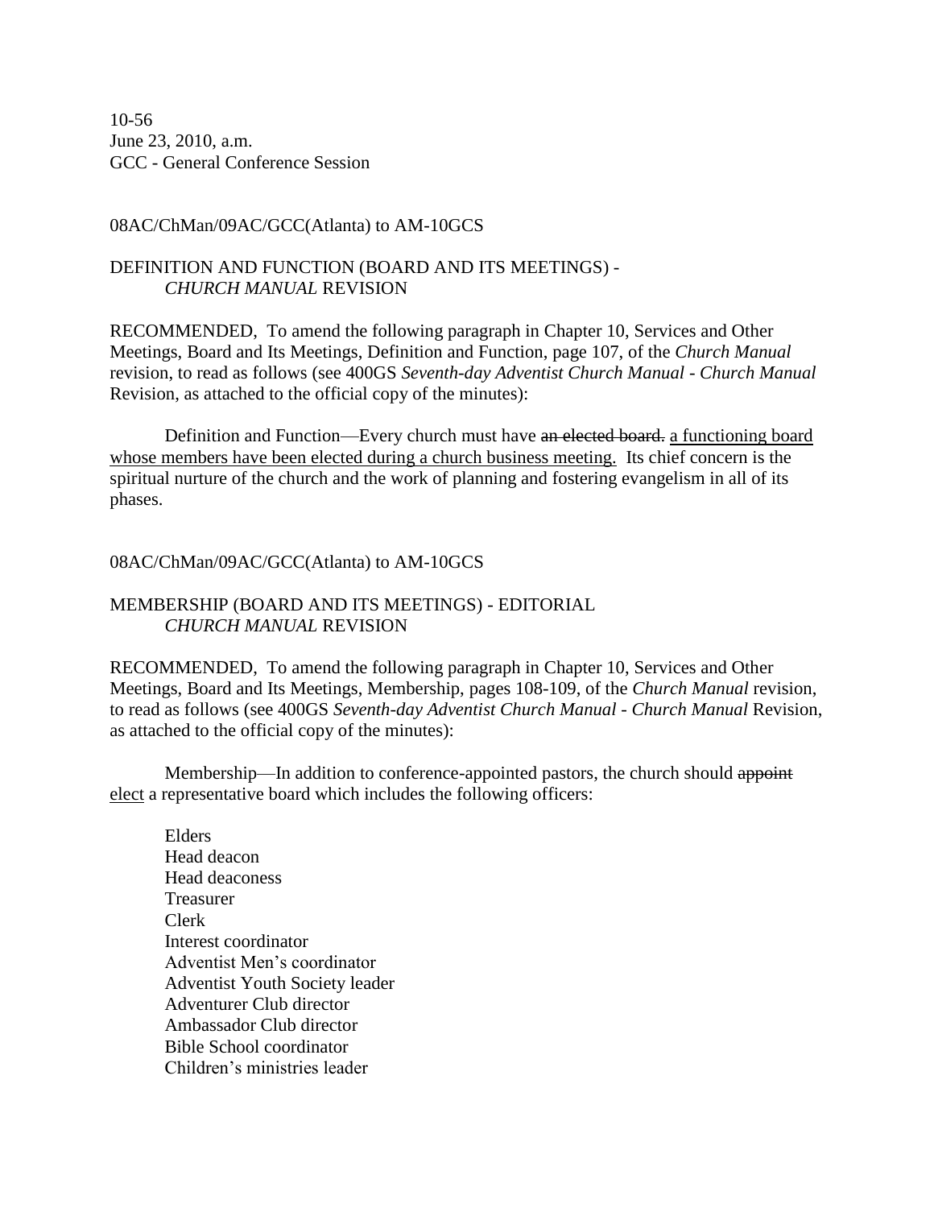10-56
June 23, 2010, a.m.
GCC - General Conference Session

08AC/ChMan/09AC/GCC(Atlanta) to AM-10GCS

DEFINITION AND FUNCTION (BOARD AND ITS MEETINGS) -
*CHURCH MANUAL* REVISION

RECOMMENDED, To amend the following paragraph in Chapter 10, Services and Other Meetings, Board and Its Meetings, Definition and Function, page 107, of the *Church Manual* revision, to read as follows (see 400GS *Seventh-day Adventist Church Manual - Church Manual* Revision, as attached to the official copy of the minutes):

Definition and Function—Every church must have ~~an elected board.~~ <u>a functioning board whose members have been elected during a church business meeting.</u> Its chief concern is the spiritual nurture of the church and the work of planning and fostering evangelism in all of its phases.

08AC/ChMan/09AC/GCC(Atlanta) to AM-10GCS

MEMBERSHIP (BOARD AND ITS MEETINGS) - EDITORIAL
*CHURCH MANUAL* REVISION

RECOMMENDED, To amend the following paragraph in Chapter 10, Services and Other Meetings, Board and Its Meetings, Membership, pages 108-109, of the *Church Manual* revision, to read as follows (see 400GS *Seventh-day Adventist Church Manual - Church Manual* Revision, as attached to the official copy of the minutes):

Membership—In addition to conference-appointed pastors, the church should ~~appoint~~ <u>elect</u> a representative board which includes the following officers:

Elders
Head deacon
Head deaconess
Treasurer
Clerk
Interest coordinator
Adventist Men's coordinator
Adventist Youth Society leader
Adventurer Club director
Ambassador Club director
Bible School coordinator
Children's ministries leader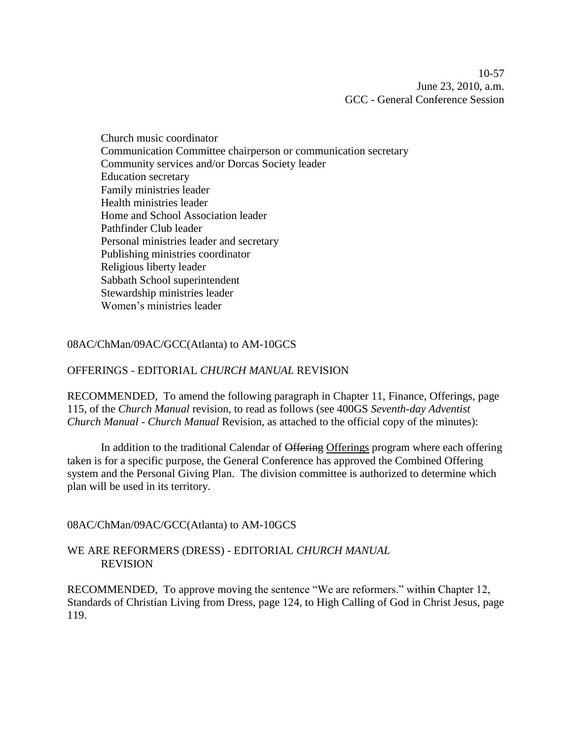Church music coordinator
Communication Committee chairperson or communication secretary
Community services and/or Dorcas Society leader
Education secretary
Family ministries leader
Health ministries leader
Home and School Association leader
Pathfinder Club leader
Personal ministries leader and secretary
Publishing ministries coordinator
Religious liberty leader
Sabbath School superintendent
Stewardship ministries leader
Women's ministries leader

08AC/ChMan/09AC/GCC(Atlanta) to AM-10GCS

OFFERINGS - EDITORIAL *CHURCH MANUAL* REVISION

RECOMMENDED, To amend the following paragraph in Chapter 11, Finance, Offerings, page 115, of the *Church Manual* revision, to read as follows (see 400GS *Seventh-day Adventist Church Manual* - *Church Manual* Revision, as attached to the official copy of the minutes):

In addition to the traditional Calendar of ~~Offering~~ <u>Offerings</u> program where each offering taken is for a specific purpose, the General Conference has approved the Combined Offering system and the Personal Giving Plan. The division committee is authorized to determine which plan will be used in its territory.

08AC/ChMan/09AC/GCC(Atlanta) to AM-10GCS

WE ARE REFORMERS (DRESS) - EDITORIAL *CHURCH MANUAL* REVISION

RECOMMENDED, To approve moving the sentence "We are reformers." within Chapter 12, Standards of Christian Living from Dress, page 124, to High Calling of God in Christ Jesus, page 119.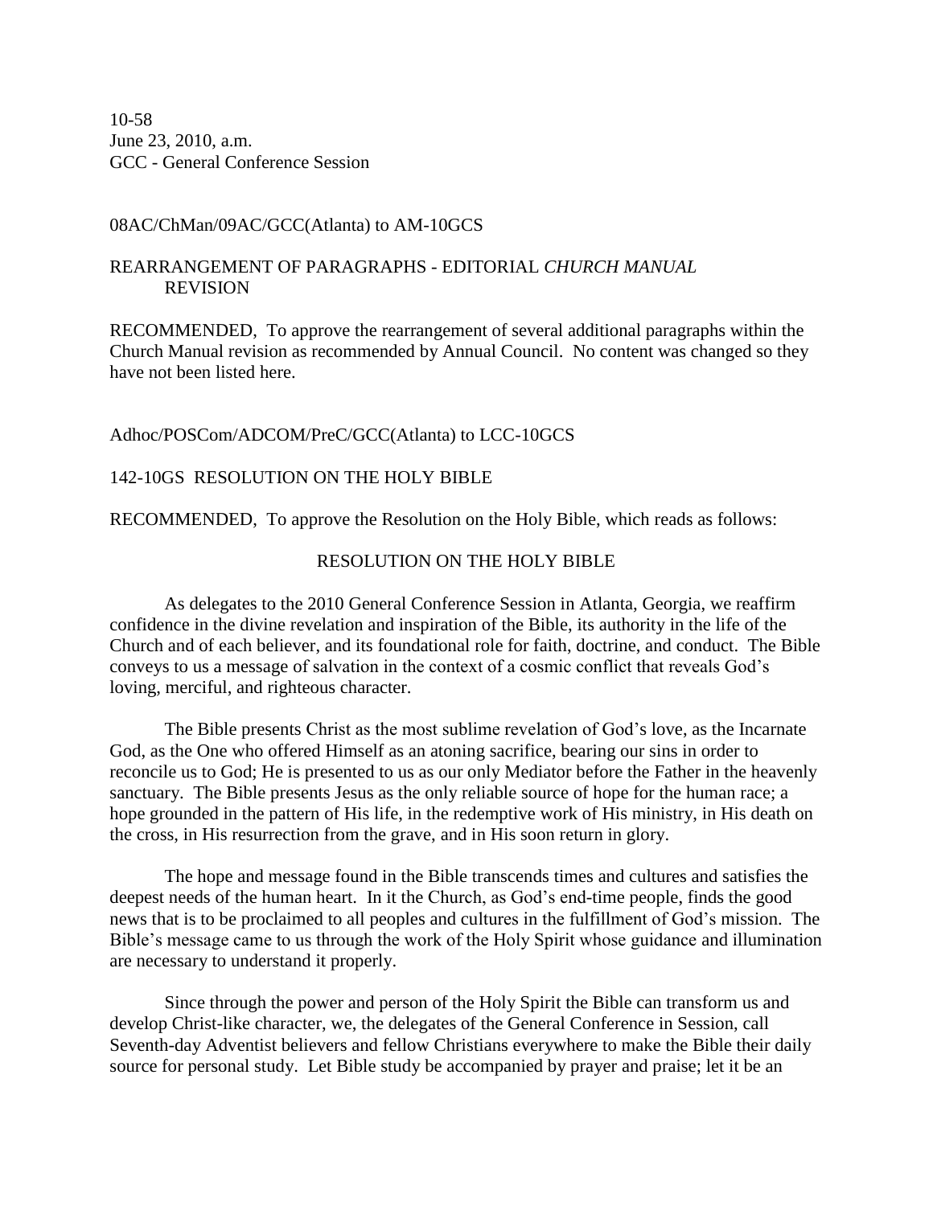10-58
June 23, 2010, a.m.
GCC - General Conference Session

08AC/ChMan/09AC/GCC(Atlanta) to AM-10GCS

REARRANGEMENT OF PARAGRAPHS - EDITORIAL *CHURCH MANUAL* REVISION

RECOMMENDED, To approve the rearrangement of several additional paragraphs within the Church Manual revision as recommended by Annual Council. No content was changed so they have not been listed here.

Adhoc/POSCom/ADCOM/PreC/GCC(Atlanta) to LCC-10GCS

142-10GS RESOLUTION ON THE HOLY BIBLE

RECOMMENDED, To approve the Resolution on the Holy Bible, which reads as follows:

RESOLUTION ON THE HOLY BIBLE

As delegates to the 2010 General Conference Session in Atlanta, Georgia, we reaffirm confidence in the divine revelation and inspiration of the Bible, its authority in the life of the Church and of each believer, and its foundational role for faith, doctrine, and conduct. The Bible conveys to us a message of salvation in the context of a cosmic conflict that reveals God's loving, merciful, and righteous character.

The Bible presents Christ as the most sublime revelation of God's love, as the Incarnate God, as the One who offered Himself as an atoning sacrifice, bearing our sins in order to reconcile us to God; He is presented to us as our only Mediator before the Father in the heavenly sanctuary. The Bible presents Jesus as the only reliable source of hope for the human race; a hope grounded in the pattern of His life, in the redemptive work of His ministry, in His death on the cross, in His resurrection from the grave, and in His soon return in glory.

The hope and message found in the Bible transcends times and cultures and satisfies the deepest needs of the human heart. In it the Church, as God's end-time people, finds the good news that is to be proclaimed to all peoples and cultures in the fulfillment of God's mission. The Bible's message came to us through the work of the Holy Spirit whose guidance and illumination are necessary to understand it properly.

Since through the power and person of the Holy Spirit the Bible can transform us and develop Christ-like character, we, the delegates of the General Conference in Session, call Seventh-day Adventist believers and fellow Christians everywhere to make the Bible their daily source for personal study. Let Bible study be accompanied by prayer and praise; let it be an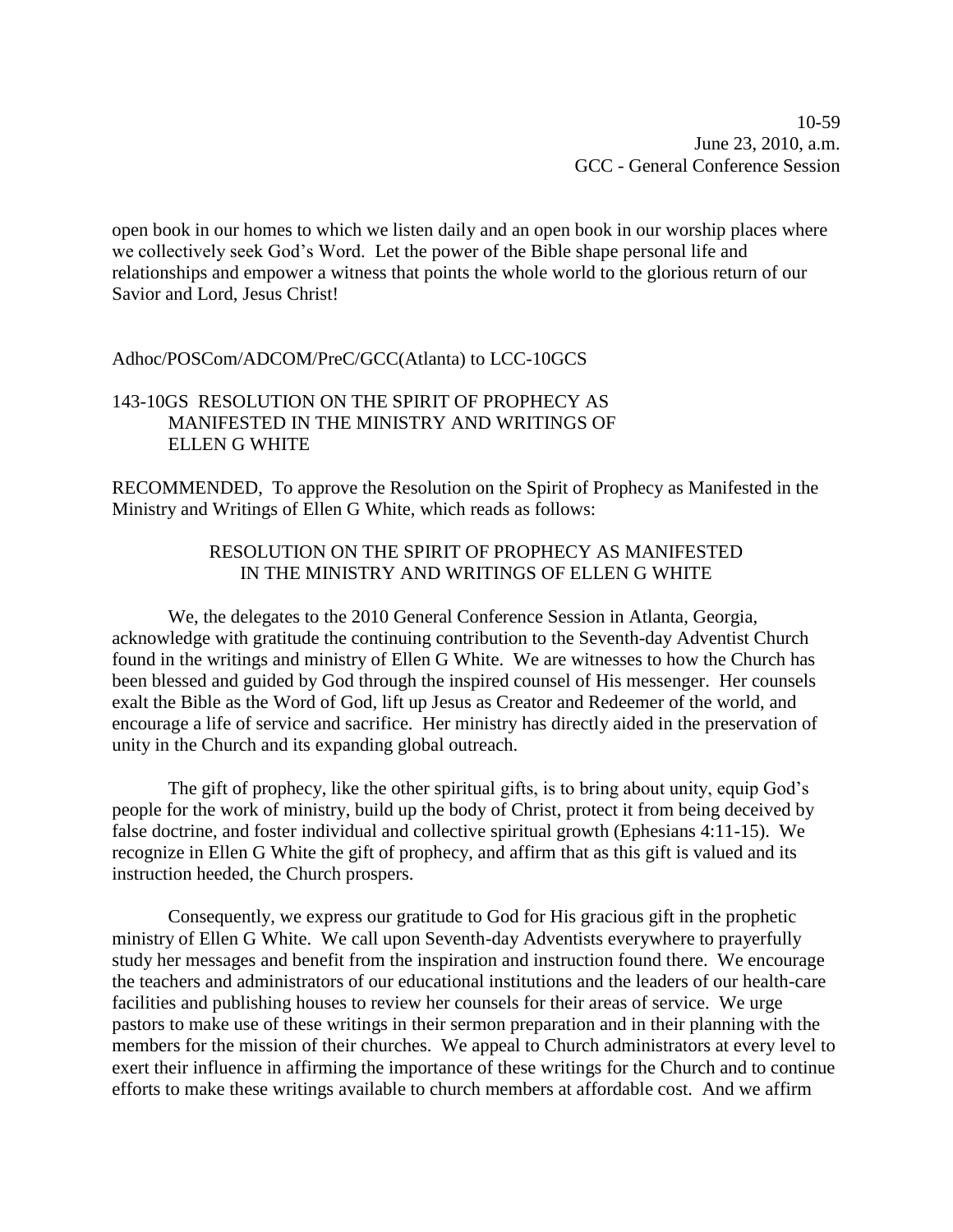open book in our homes to which we listen daily and an open book in our worship places where we collectively seek God's Word. Let the power of the Bible shape personal life and relationships and empower a witness that points the whole world to the glorious return of our Savior and Lord, Jesus Christ!

Adhoc/POSCom/ADCOM/PreC/GCC(Atlanta) to LCC-10GCS

## 143-10GS RESOLUTION ON THE SPIRIT OF PROPHECY AS MANIFESTED IN THE MINISTRY AND WRITINGS OF ELLEN G WHITE

RECOMMENDED, To approve the Resolution on the Spirit of Prophecy as Manifested in the Ministry and Writings of Ellen G White, which reads as follows:

### RESOLUTION ON THE SPIRIT OF PROPHECY AS MANIFESTED IN THE MINISTRY AND WRITINGS OF ELLEN G WHITE

We, the delegates to the 2010 General Conference Session in Atlanta, Georgia, acknowledge with gratitude the continuing contribution to the Seventh-day Adventist Church found in the writings and ministry of Ellen G White. We are witnesses to how the Church has been blessed and guided by God through the inspired counsel of His messenger. Her counsels exalt the Bible as the Word of God, lift up Jesus as Creator and Redeemer of the world, and encourage a life of service and sacrifice. Her ministry has directly aided in the preservation of unity in the Church and its expanding global outreach.

The gift of prophecy, like the other spiritual gifts, is to bring about unity, equip God's people for the work of ministry, build up the body of Christ, protect it from being deceived by false doctrine, and foster individual and collective spiritual growth (Ephesians 4:11-15). We recognize in Ellen G White the gift of prophecy, and affirm that as this gift is valued and its instruction heeded, the Church prospers.

Consequently, we express our gratitude to God for His gracious gift in the prophetic ministry of Ellen G White. We call upon Seventh-day Adventists everywhere to prayerfully study her messages and benefit from the inspiration and instruction found there. We encourage the teachers and administrators of our educational institutions and the leaders of our health-care facilities and publishing houses to review her counsels for their areas of service. We urge pastors to make use of these writings in their sermon preparation and in their planning with the members for the mission of their churches. We appeal to Church administrators at every level to exert their influence in affirming the importance of these writings for the Church and to continue efforts to make these writings available to church members at affordable cost. And we affirm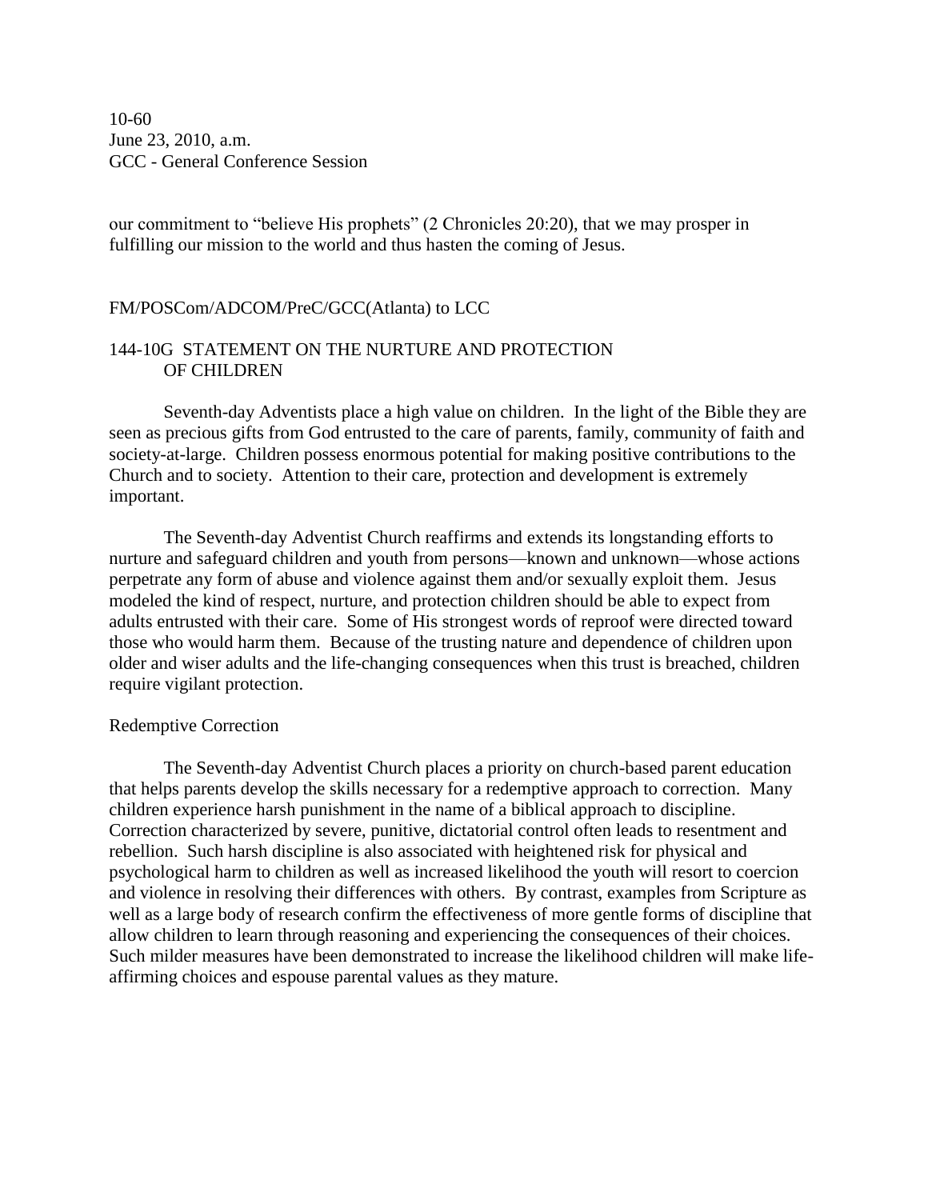our commitment to "believe His prophets" (2 Chronicles 20:20), that we may prosper in fulfilling our mission to the world and thus hasten the coming of Jesus.

FM/POSCom/ADCOM/PreC/GCC(Atlanta) to LCC

## 144-10G STATEMENT ON THE NURTURE AND PROTECTION OF CHILDREN

Seventh-day Adventists place a high value on children. In the light of the Bible they are seen as precious gifts from God entrusted to the care of parents, family, community of faith and society-at-large. Children possess enormous potential for making positive contributions to the Church and to society. Attention to their care, protection and development is extremely important.

The Seventh-day Adventist Church reaffirms and extends its longstanding efforts to nurture and safeguard children and youth from persons—known and unknown—whose actions perpetrate any form of abuse and violence against them and/or sexually exploit them. Jesus modeled the kind of respect, nurture, and protection children should be able to expect from adults entrusted with their care. Some of His strongest words of reproof were directed toward those who would harm them. Because of the trusting nature and dependence of children upon older and wiser adults and the life-changing consequences when this trust is breached, children require vigilant protection.

### Redemptive Correction

The Seventh-day Adventist Church places a priority on church-based parent education that helps parents develop the skills necessary for a redemptive approach to correction. Many children experience harsh punishment in the name of a biblical approach to discipline. Correction characterized by severe, punitive, dictatorial control often leads to resentment and rebellion. Such harsh discipline is also associated with heightened risk for physical and psychological harm to children as well as increased likelihood the youth will resort to coercion and violence in resolving their differences with others. By contrast, examples from Scripture as well as a large body of research confirm the effectiveness of more gentle forms of discipline that allow children to learn through reasoning and experiencing the consequences of their choices. Such milder measures have been demonstrated to increase the likelihood children will make life-affirming choices and espouse parental values as they mature.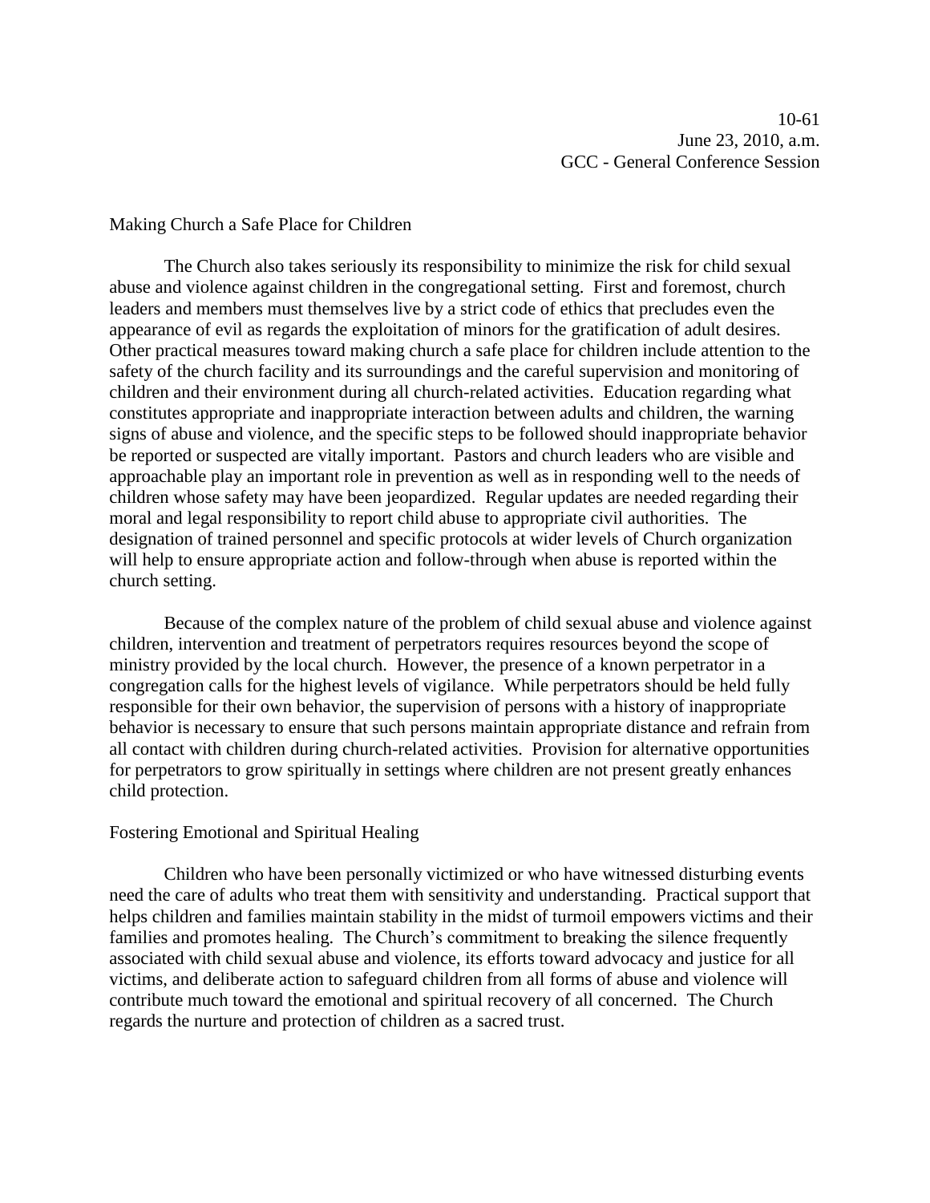## Making Church a Safe Place for Children

The Church also takes seriously its responsibility to minimize the risk for child sexual abuse and violence against children in the congregational setting. First and foremost, church leaders and members must themselves live by a strict code of ethics that precludes even the appearance of evil as regards the exploitation of minors for the gratification of adult desires. Other practical measures toward making church a safe place for children include attention to the safety of the church facility and its surroundings and the careful supervision and monitoring of children and their environment during all church-related activities. Education regarding what constitutes appropriate and inappropriate interaction between adults and children, the warning signs of abuse and violence, and the specific steps to be followed should inappropriate behavior be reported or suspected are vitally important. Pastors and church leaders who are visible and approachable play an important role in prevention as well as in responding well to the needs of children whose safety may have been jeopardized. Regular updates are needed regarding their moral and legal responsibility to report child abuse to appropriate civil authorities. The designation of trained personnel and specific protocols at wider levels of Church organization will help to ensure appropriate action and follow-through when abuse is reported within the church setting.

Because of the complex nature of the problem of child sexual abuse and violence against children, intervention and treatment of perpetrators requires resources beyond the scope of ministry provided by the local church. However, the presence of a known perpetrator in a congregation calls for the highest levels of vigilance. While perpetrators should be held fully responsible for their own behavior, the supervision of persons with a history of inappropriate behavior is necessary to ensure that such persons maintain appropriate distance and refrain from all contact with children during church-related activities. Provision for alternative opportunities for perpetrators to grow spiritually in settings where children are not present greatly enhances child protection.

## Fostering Emotional and Spiritual Healing

Children who have been personally victimized or who have witnessed disturbing events need the care of adults who treat them with sensitivity and understanding. Practical support that helps children and families maintain stability in the midst of turmoil empowers victims and their families and promotes healing. The Church's commitment to breaking the silence frequently associated with child sexual abuse and violence, its efforts toward advocacy and justice for all victims, and deliberate action to safeguard children from all forms of abuse and violence will contribute much toward the emotional and spiritual recovery of all concerned. The Church regards the nurture and protection of children as a sacred trust.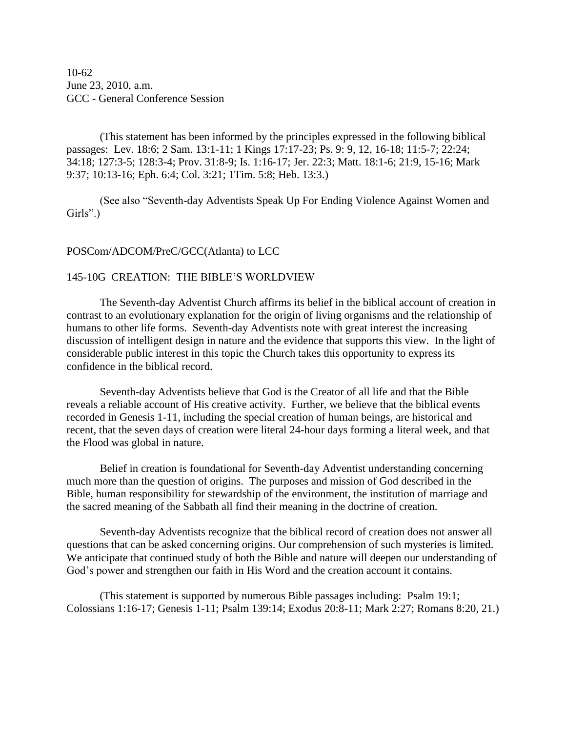10-62
June 23, 2010, a.m.
GCC - General Conference Session

(This statement has been informed by the principles expressed in the following biblical passages: Lev. 18:6; 2 Sam. 13:1-11; 1 Kings 17:17-23; Ps. 9: 9, 12, 16-18; 11:5-7; 22:24; 34:18; 127:3-5; 128:3-4; Prov. 31:8-9; Is. 1:16-17; Jer. 22:3; Matt. 18:1-6; 21:9, 15-16; Mark 9:37; 10:13-16; Eph. 6:4; Col. 3:21; 1Tim. 5:8; Heb. 13:3.)

(See also "Seventh-day Adventists Speak Up For Ending Violence Against Women and Girls".)

POSCom/ADCOM/PreC/GCC(Atlanta) to LCC

145-10G CREATION: THE BIBLE'S WORLDVIEW

The Seventh-day Adventist Church affirms its belief in the biblical account of creation in contrast to an evolutionary explanation for the origin of living organisms and the relationship of humans to other life forms. Seventh-day Adventists note with great interest the increasing discussion of intelligent design in nature and the evidence that supports this view. In the light of considerable public interest in this topic the Church takes this opportunity to express its confidence in the biblical record.

Seventh-day Adventists believe that God is the Creator of all life and that the Bible reveals a reliable account of His creative activity. Further, we believe that the biblical events recorded in Genesis 1-11, including the special creation of human beings, are historical and recent, that the seven days of creation were literal 24-hour days forming a literal week, and that the Flood was global in nature.

Belief in creation is foundational for Seventh-day Adventist understanding concerning much more than the question of origins. The purposes and mission of God described in the Bible, human responsibility for stewardship of the environment, the institution of marriage and the sacred meaning of the Sabbath all find their meaning in the doctrine of creation.

Seventh-day Adventists recognize that the biblical record of creation does not answer all questions that can be asked concerning origins. Our comprehension of such mysteries is limited. We anticipate that continued study of both the Bible and nature will deepen our understanding of God's power and strengthen our faith in His Word and the creation account it contains.

(This statement is supported by numerous Bible passages including: Psalm 19:1; Colossians 1:16-17; Genesis 1-11; Psalm 139:14; Exodus 20:8-11; Mark 2:27; Romans 8:20, 21.)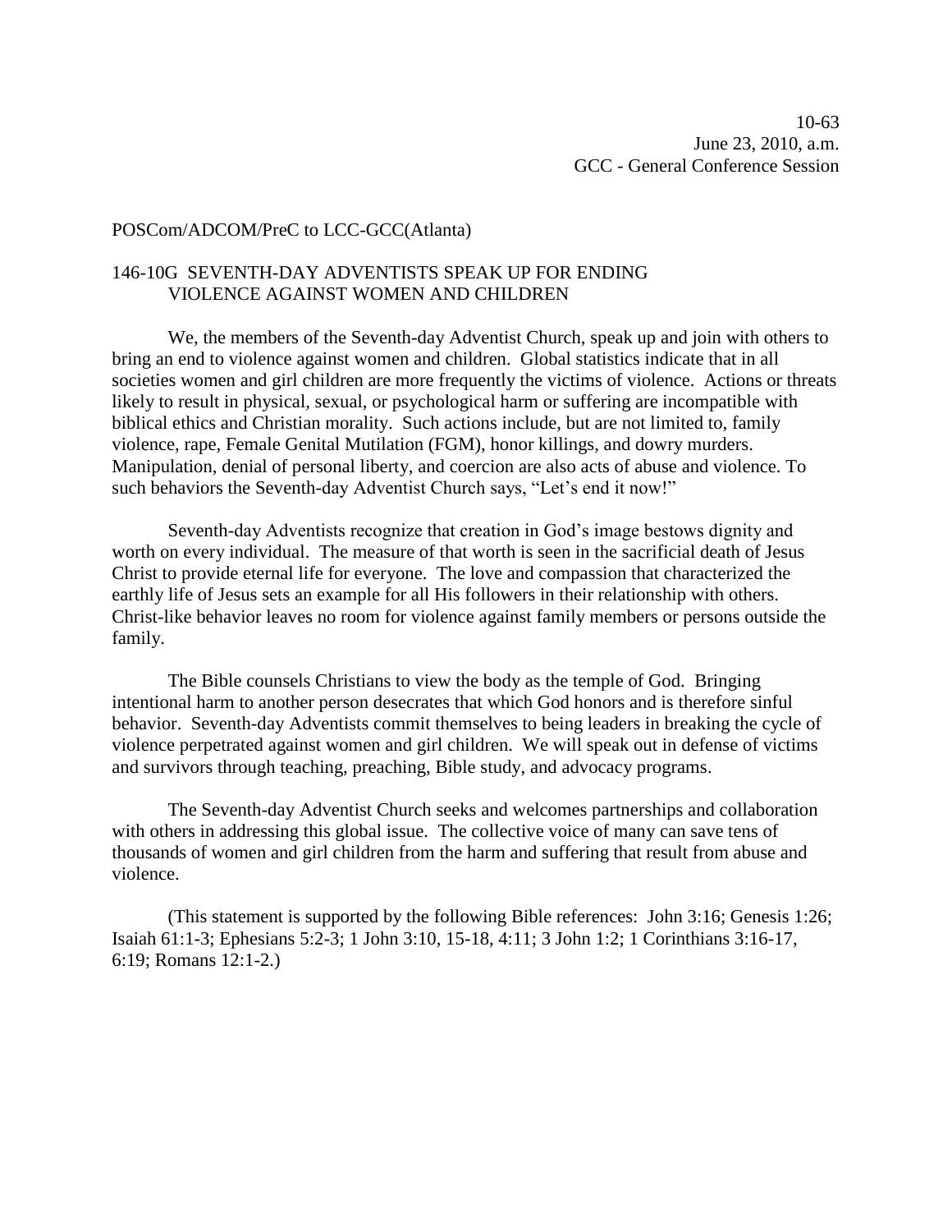10-63
June 23, 2010, a.m.
GCC - General Conference Session

POSCom/ADCOM/PreC to LCC-GCC(Atlanta)

## 146-10G SEVENTH-DAY ADVENTISTS SPEAK UP FOR ENDING VIOLENCE AGAINST WOMEN AND CHILDREN

We, the members of the Seventh-day Adventist Church, speak up and join with others to bring an end to violence against women and children. Global statistics indicate that in all societies women and girl children are more frequently the victims of violence. Actions or threats likely to result in physical, sexual, or psychological harm or suffering are incompatible with biblical ethics and Christian morality. Such actions include, but are not limited to, family violence, rape, Female Genital Mutilation (FGM), honor killings, and dowry murders. Manipulation, denial of personal liberty, and coercion are also acts of abuse and violence. To such behaviors the Seventh-day Adventist Church says, "Let's end it now!"

Seventh-day Adventists recognize that creation in God's image bestows dignity and worth on every individual. The measure of that worth is seen in the sacrificial death of Jesus Christ to provide eternal life for everyone. The love and compassion that characterized the earthly life of Jesus sets an example for all His followers in their relationship with others. Christ-like behavior leaves no room for violence against family members or persons outside the family.

The Bible counsels Christians to view the body as the temple of God. Bringing intentional harm to another person desecrates that which God honors and is therefore sinful behavior. Seventh-day Adventists commit themselves to being leaders in breaking the cycle of violence perpetrated against women and girl children. We will speak out in defense of victims and survivors through teaching, preaching, Bible study, and advocacy programs.

The Seventh-day Adventist Church seeks and welcomes partnerships and collaboration with others in addressing this global issue. The collective voice of many can save tens of thousands of women and girl children from the harm and suffering that result from abuse and violence.

(This statement is supported by the following Bible references: John 3:16; Genesis 1:26; Isaiah 61:1-3; Ephesians 5:2-3; 1 John 3:10, 15-18, 4:11; 3 John 1:2; 1 Corinthians 3:16-17, 6:19; Romans 12:1-2.)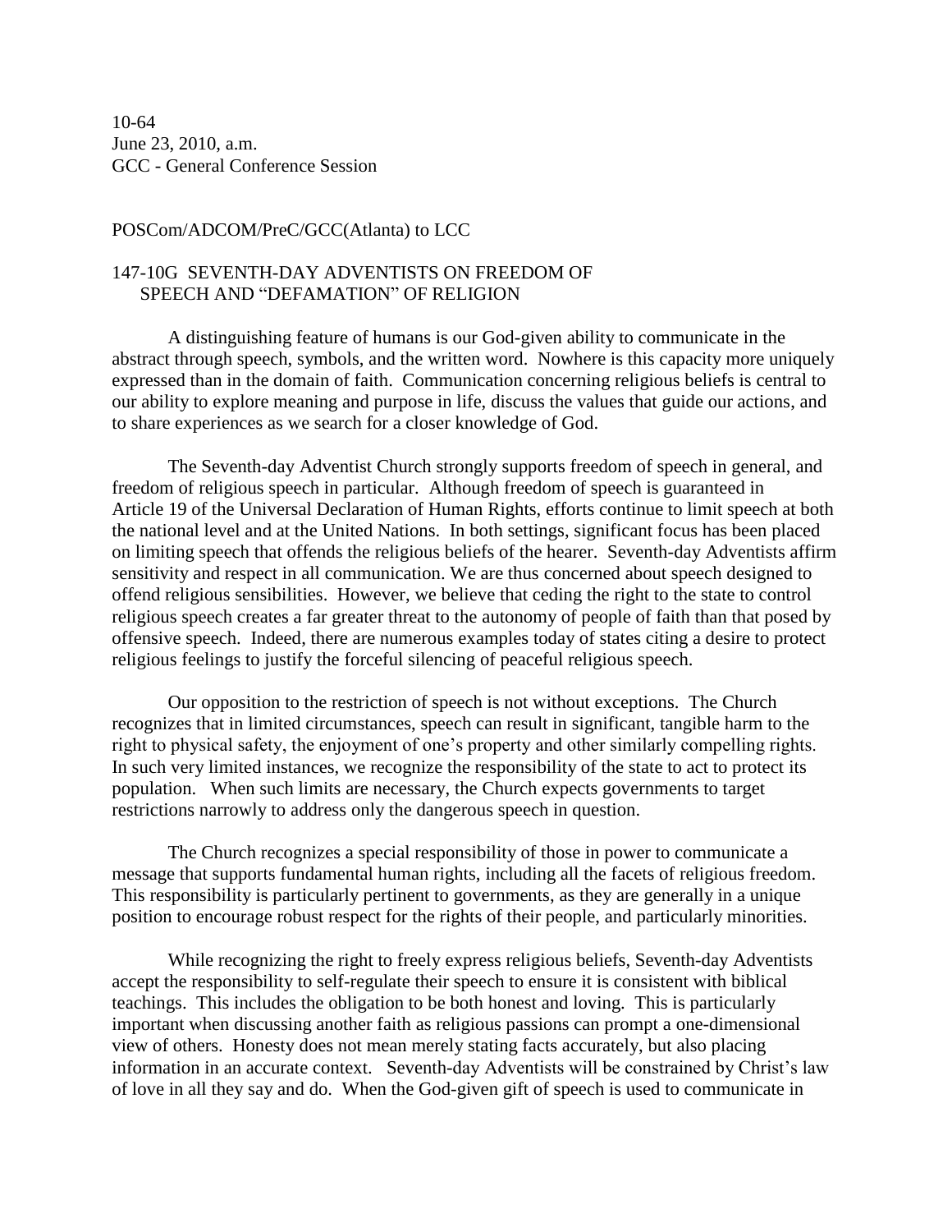10-64
June 23, 2010, a.m.
GCC - General Conference Session

POSCom/ADCOM/PreC/GCC(Atlanta) to LCC

## 147-10G SEVENTH-DAY ADVENTISTS ON FREEDOM OF SPEECH AND "DEFAMATION" OF RELIGION

A distinguishing feature of humans is our God-given ability to communicate in the abstract through speech, symbols, and the written word. Nowhere is this capacity more uniquely expressed than in the domain of faith. Communication concerning religious beliefs is central to our ability to explore meaning and purpose in life, discuss the values that guide our actions, and to share experiences as we search for a closer knowledge of God.

The Seventh-day Adventist Church strongly supports freedom of speech in general, and freedom of religious speech in particular. Although freedom of speech is guaranteed in Article 19 of the Universal Declaration of Human Rights, efforts continue to limit speech at both the national level and at the United Nations. In both settings, significant focus has been placed on limiting speech that offends the religious beliefs of the hearer. Seventh-day Adventists affirm sensitivity and respect in all communication. We are thus concerned about speech designed to offend religious sensibilities. However, we believe that ceding the right to the state to control religious speech creates a far greater threat to the autonomy of people of faith than that posed by offensive speech. Indeed, there are numerous examples today of states citing a desire to protect religious feelings to justify the forceful silencing of peaceful religious speech.

Our opposition to the restriction of speech is not without exceptions. The Church recognizes that in limited circumstances, speech can result in significant, tangible harm to the right to physical safety, the enjoyment of one's property and other similarly compelling rights. In such very limited instances, we recognize the responsibility of the state to act to protect its population. When such limits are necessary, the Church expects governments to target restrictions narrowly to address only the dangerous speech in question.

The Church recognizes a special responsibility of those in power to communicate a message that supports fundamental human rights, including all the facets of religious freedom. This responsibility is particularly pertinent to governments, as they are generally in a unique position to encourage robust respect for the rights of their people, and particularly minorities.

While recognizing the right to freely express religious beliefs, Seventh-day Adventists accept the responsibility to self-regulate their speech to ensure it is consistent with biblical teachings. This includes the obligation to be both honest and loving. This is particularly important when discussing another faith as religious passions can prompt a one-dimensional view of others. Honesty does not mean merely stating facts accurately, but also placing information in an accurate context. Seventh-day Adventists will be constrained by Christ's law of love in all they say and do. When the God-given gift of speech is used to communicate in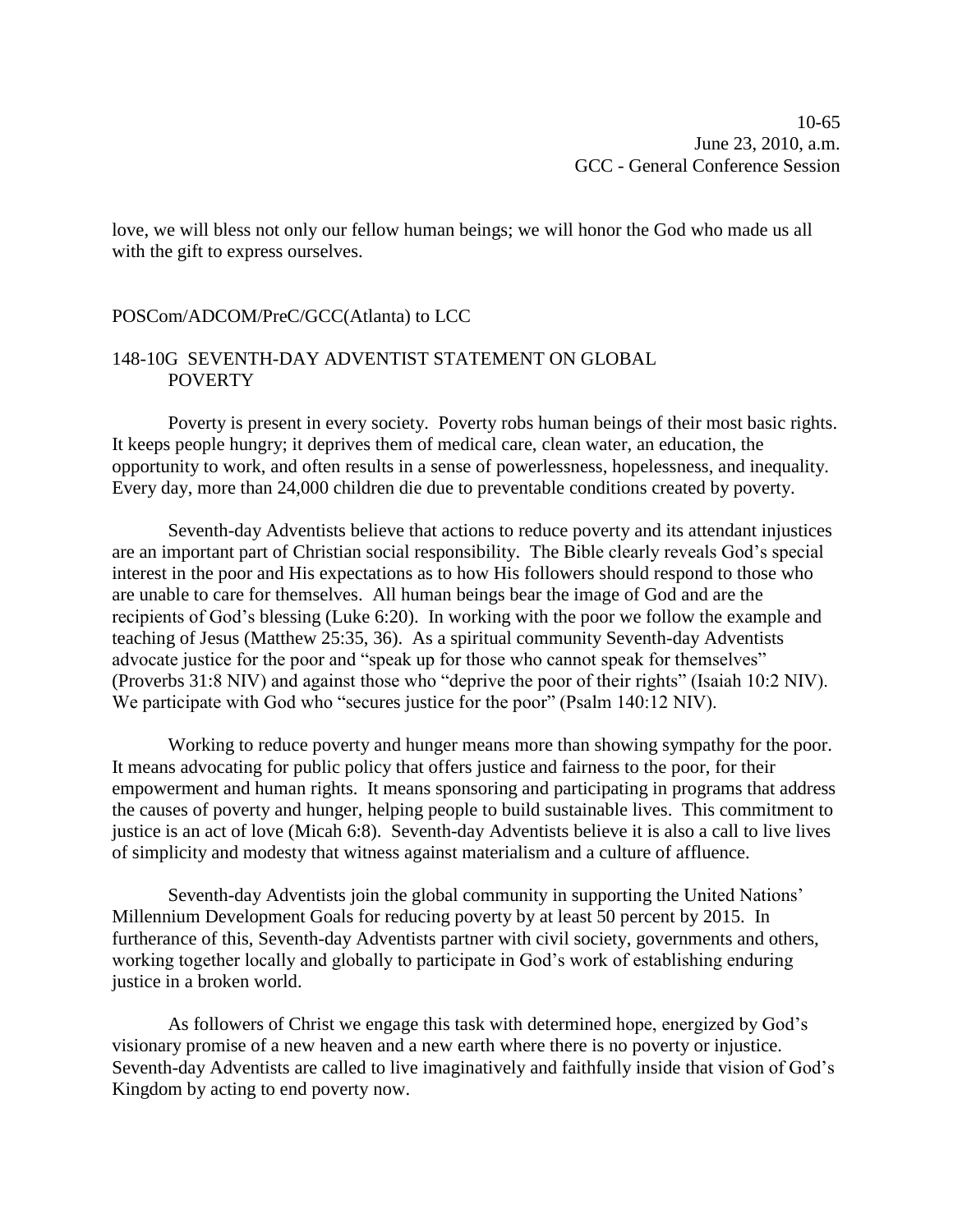love, we will bless not only our fellow human beings; we will honor the God who made us all with the gift to express ourselves.

POSCom/ADCOM/PreC/GCC(Atlanta) to LCC

## 148-10G SEVENTH-DAY ADVENTIST STATEMENT ON GLOBAL POVERTY

Poverty is present in every society. Poverty robs human beings of their most basic rights. It keeps people hungry; it deprives them of medical care, clean water, an education, the opportunity to work, and often results in a sense of powerlessness, hopelessness, and inequality. Every day, more than 24,000 children die due to preventable conditions created by poverty.

Seventh-day Adventists believe that actions to reduce poverty and its attendant injustices are an important part of Christian social responsibility. The Bible clearly reveals God's special interest in the poor and His expectations as to how His followers should respond to those who are unable to care for themselves. All human beings bear the image of God and are the recipients of God's blessing (Luke 6:20). In working with the poor we follow the example and teaching of Jesus (Matthew 25:35, 36). As a spiritual community Seventh-day Adventists advocate justice for the poor and "speak up for those who cannot speak for themselves" (Proverbs 31:8 NIV) and against those who "deprive the poor of their rights" (Isaiah 10:2 NIV). We participate with God who "secures justice for the poor" (Psalm 140:12 NIV).

Working to reduce poverty and hunger means more than showing sympathy for the poor. It means advocating for public policy that offers justice and fairness to the poor, for their empowerment and human rights. It means sponsoring and participating in programs that address the causes of poverty and hunger, helping people to build sustainable lives. This commitment to justice is an act of love (Micah 6:8). Seventh-day Adventists believe it is also a call to live lives of simplicity and modesty that witness against materialism and a culture of affluence.

Seventh-day Adventists join the global community in supporting the United Nations' Millennium Development Goals for reducing poverty by at least 50 percent by 2015. In furtherance of this, Seventh-day Adventists partner with civil society, governments and others, working together locally and globally to participate in God's work of establishing enduring justice in a broken world.

As followers of Christ we engage this task with determined hope, energized by God's visionary promise of a new heaven and a new earth where there is no poverty or injustice. Seventh-day Adventists are called to live imaginatively and faithfully inside that vision of God's Kingdom by acting to end poverty now.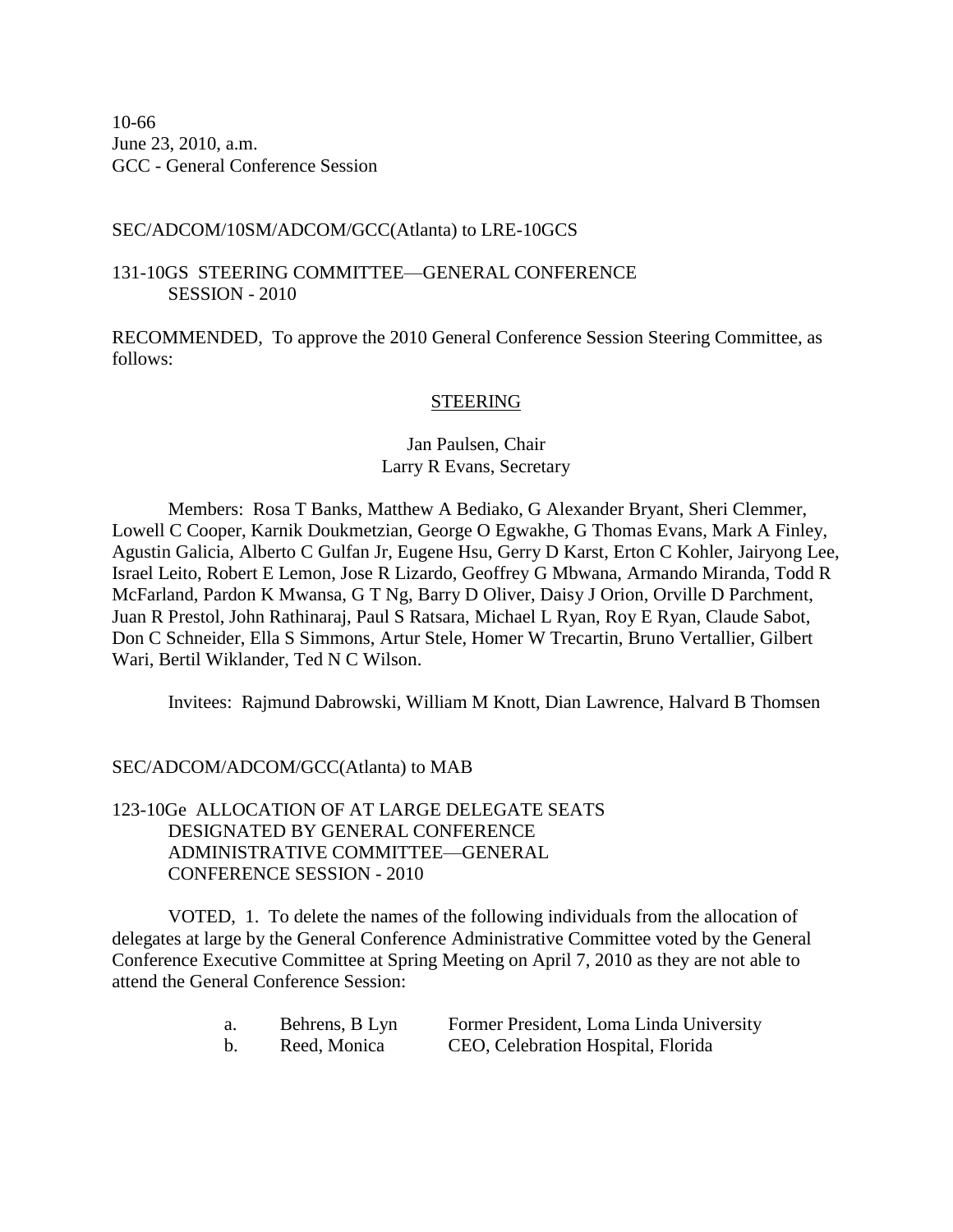10-66
June 23, 2010, a.m.
GCC - General Conference Session

SEC/ADCOM/10SM/ADCOM/GCC(Atlanta) to LRE-10GCS

131-10GS STEERING COMMITTEE—GENERAL CONFERENCE SESSION - 2010

RECOMMENDED, To approve the 2010 General Conference Session Steering Committee, as follows:

STEERING

Jan Paulsen, Chair
Larry R Evans, Secretary

Members: Rosa T Banks, Matthew A Bediako, G Alexander Bryant, Sheri Clemmer, Lowell C Cooper, Karnik Doukmetzian, George O Egwakhe, G Thomas Evans, Mark A Finley, Agustin Galicia, Alberto C Gulfan Jr, Eugene Hsu, Gerry D Karst, Erton C Kohler, Jairyong Lee, Israel Leito, Robert E Lemon, Jose R Lizardo, Geoffrey G Mbwana, Armando Miranda, Todd R McFarland, Pardon K Mwansa, G T Ng, Barry D Oliver, Daisy J Orion, Orville D Parchment, Juan R Prestol, John Rathinaraj, Paul S Ratsara, Michael L Ryan, Roy E Ryan, Claude Sabot, Don C Schneider, Ella S Simmons, Artur Stele, Homer W Trecartin, Bruno Vertallier, Gilbert Wari, Bertil Wiklander, Ted N C Wilson.

Invitees: Rajmund Dabrowski, William M Knott, Dian Lawrence, Halvard B Thomsen

SEC/ADCOM/ADCOM/GCC(Atlanta) to MAB

123-10Ge ALLOCATION OF AT LARGE DELEGATE SEATS DESIGNATED BY GENERAL CONFERENCE ADMINISTRATIVE COMMITTEE—GENERAL CONFERENCE SESSION - 2010

VOTED, 1. To delete the names of the following individuals from the allocation of delegates at large by the General Conference Administrative Committee voted by the General Conference Executive Committee at Spring Meeting on April 7, 2010 as they are not able to attend the General Conference Session:

a. Behrens, B Lyn — Former President, Loma Linda University
b. Reed, Monica — CEO, Celebration Hospital, Florida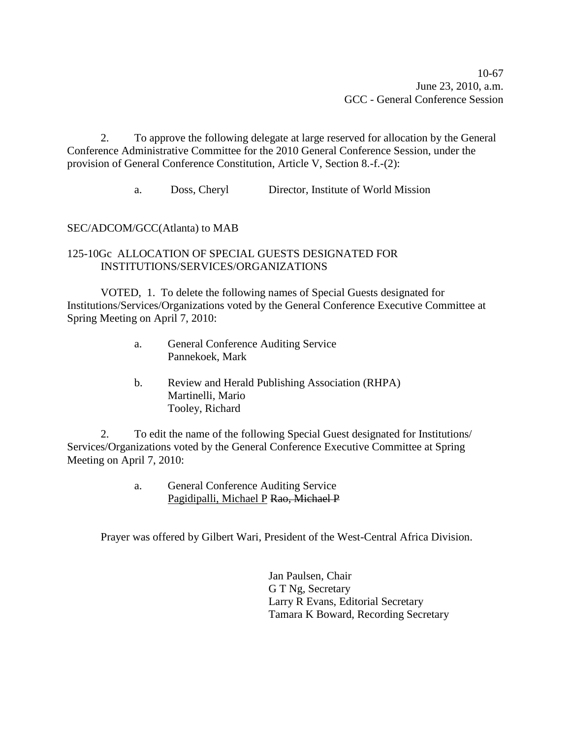2. To approve the following delegate at large reserved for allocation by the General Conference Administrative Committee for the 2010 General Conference Session, under the provision of General Conference Constitution, Article V, Section 8.-f.-(2):

a. Doss, Cheryl — Director, Institute of World Mission

SEC/ADCOM/GCC(Atlanta) to MAB

125-10Gc ALLOCATION OF SPECIAL GUESTS DESIGNATED FOR INSTITUTIONS/SERVICES/ORGANIZATIONS

VOTED, 1. To delete the following names of Special Guests designated for Institutions/Services/Organizations voted by the General Conference Executive Committee at Spring Meeting on April 7, 2010:

a. General Conference Auditing Service
   Pannekoek, Mark

b. Review and Herald Publishing Association (RHPA)
   Martinelli, Mario
   Tooley, Richard

2. To edit the name of the following Special Guest designated for Institutions/ Services/Organizations voted by the General Conference Executive Committee at Spring Meeting on April 7, 2010:

a. General Conference Auditing Service
   <u>Pagidipalli, Michael P</u> ~~Rao, Michael P~~

Prayer was offered by Gilbert Wari, President of the West-Central Africa Division.

Jan Paulsen, Chair
G T Ng, Secretary
Larry R Evans, Editorial Secretary
Tamara K Boward, Recording Secretary